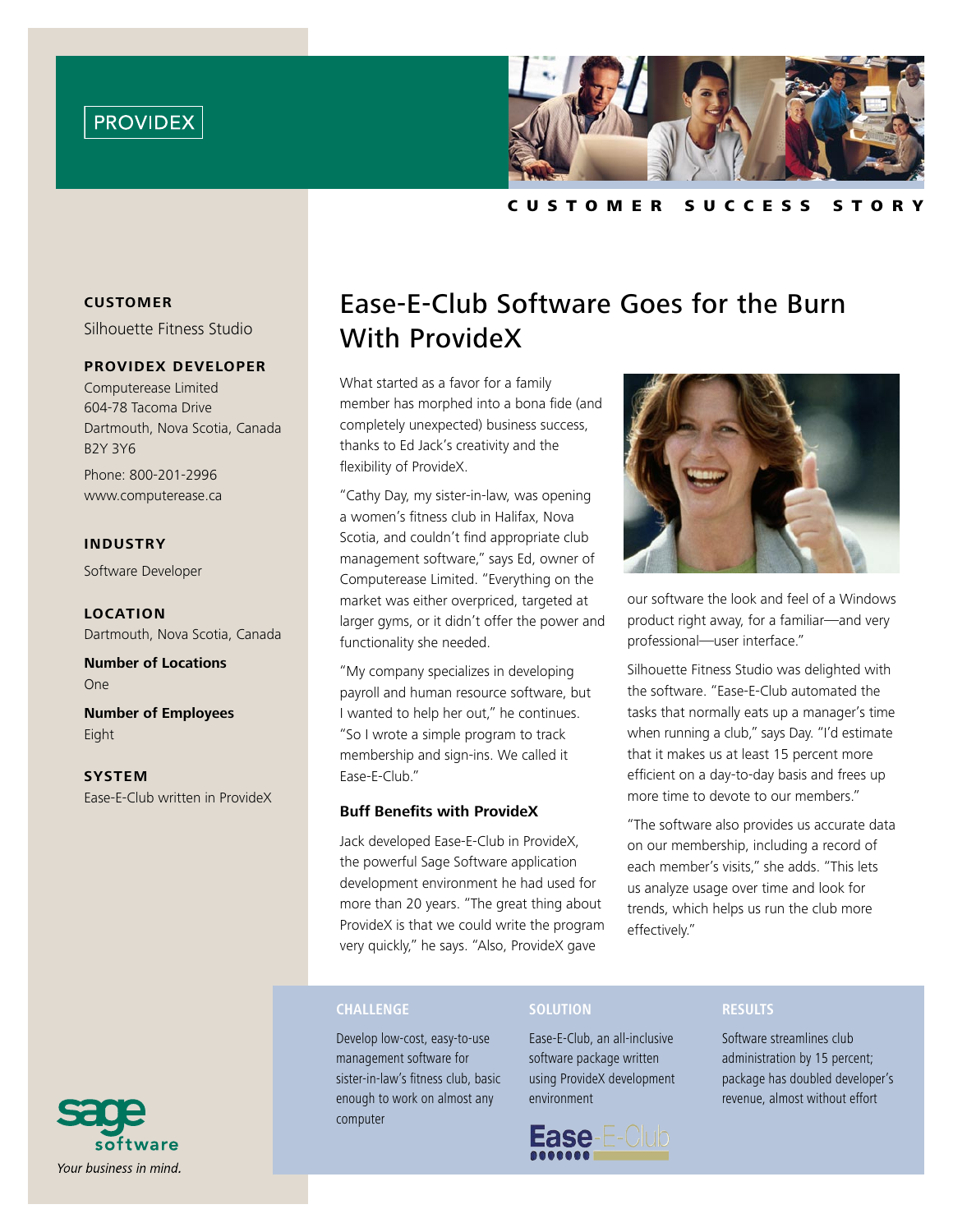PROVIDEX

CUSTOMER SUCCESS STORY

**CUSTOMER**
Silhouette Fitness Studio

**PROVIDEX DEVELOPER**
Computerease Limited
604-78 Tacoma Drive
Dartmouth, Nova Scotia, Canada
B2Y 3Y6

Phone: 800-201-2996
www.computerease.ca

**INDUSTRY**
Software Developer

**LOCATION**
Dartmouth, Nova Scotia, Canada

**Number of Locations**
One

**Number of Employees**
Eight

**SYSTEM**
Ease-E-Club written in ProvideX

# Ease-E-Club Software Goes for the Burn With ProvideX

What started as a favor for a family member has morphed into a bona fide (and completely unexpected) business success, thanks to Ed Jack's creativity and the flexibility of ProvideX.

"Cathy Day, my sister-in-law, was opening a women's fitness club in Halifax, Nova Scotia, and couldn't find appropriate club management software," says Ed, owner of Computerease Limited. "Everything on the market was either overpriced, targeted at larger gyms, or it didn't offer the power and functionality she needed.

"My company specializes in developing payroll and human resource software, but I wanted to help her out," he continues. "So I wrote a simple program to track membership and sign-ins. We called it Ease-E-Club."

### Buff Benefits with ProvideX

Jack developed Ease-E-Club in ProvideX, the powerful Sage Software application development environment he had used for more than 20 years. "The great thing about ProvideX is that we could write the program very quickly," he says. "Also, ProvideX gave our software the look and feel of a Windows product right away, for a familiar—and very professional—user interface."

Silhouette Fitness Studio was delighted with the software. "Ease-E-Club automated the tasks that normally eats up a manager's time when running a club," says Day. "I'd estimate that it makes us at least 15 percent more efficient on a day-to-day basis and frees up more time to devote to our members."

"The software also provides us accurate data on our membership, including a record of each member's visits," she adds. "This lets us analyze usage over time and look for trends, which helps us run the club more effectively."

**CHALLENGE**

Develop low-cost, easy-to-use management software for sister-in-law's fitness club, basic enough to work on almost any computer

**SOLUTION**

Ease-E-Club, an all-inclusive software package written using ProvideX development environment

Ease-E-Club

**RESULTS**

Software streamlines club administration by 15 percent; package has doubled developer's revenue, almost without effort

sage software
*Your business in mind.*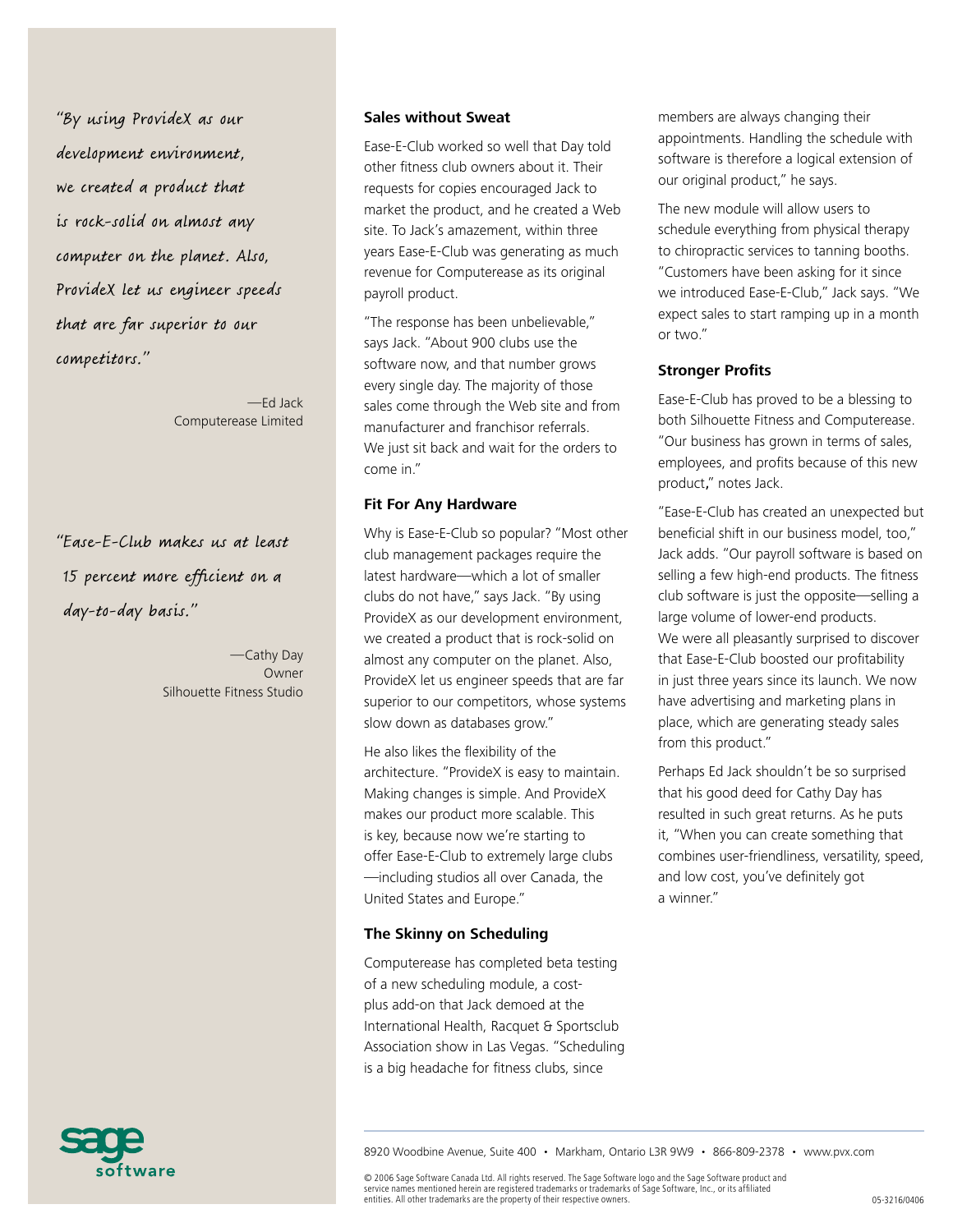*"By using ProvideX as our development environment, we created a product that is rock-solid on almost any computer on the planet. Also, ProvideX let us engineer speeds that are far superior to our competitors."*

—Ed Jack
Computerease Limited

*"Ease-E-Club makes us at least 15 percent more efficient on a day-to-day basis."*

—Cathy Day
Owner
Silhouette Fitness Studio

### Sales without Sweat

Ease-E-Club worked so well that Day told other fitness club owners about it. Their requests for copies encouraged Jack to market the product, and he created a Web site. To Jack's amazement, within three years Ease-E-Club was generating as much revenue for Computerease as its original payroll product.

"The response has been unbelievable," says Jack. "About 900 clubs use the software now, and that number grows every single day. The majority of those sales come through the Web site and from manufacturer and franchisor referrals. We just sit back and wait for the orders to come in."

### Fit For Any Hardware

Why is Ease-E-Club so popular? "Most other club management packages require the latest hardware—which a lot of smaller clubs do not have," says Jack. "By using ProvideX as our development environment, we created a product that is rock-solid on almost any computer on the planet. Also, ProvideX let us engineer speeds that are far superior to our competitors, whose systems slow down as databases grow."

He also likes the flexibility of the architecture. "ProvideX is easy to maintain. Making changes is simple. And ProvideX makes our product more scalable. This is key, because now we're starting to offer Ease-E-Club to extremely large clubs —including studios all over Canada, the United States and Europe."

### The Skinny on Scheduling

Computerease has completed beta testing of a new scheduling module, a cost-plus add-on that Jack demoed at the International Health, Racquet & Sportsclub Association show in Las Vegas. "Scheduling is a big headache for fitness clubs, since members are always changing their appointments. Handling the schedule with software is therefore a logical extension of our original product," he says.

The new module will allow users to schedule everything from physical therapy to chiropractic services to tanning booths. "Customers have been asking for it since we introduced Ease-E-Club," Jack says. "We expect sales to start ramping up in a month or two."

### Stronger Profits

Ease-E-Club has proved to be a blessing to both Silhouette Fitness and Computerease. "Our business has grown in terms of sales, employees, and profits because of this new product," notes Jack.

"Ease-E-Club has created an unexpected but beneficial shift in our business model, too," Jack adds. "Our payroll software is based on selling a few high-end products. The fitness club software is just the opposite—selling a large volume of lower-end products. We were all pleasantly surprised to discover that Ease-E-Club boosted our profitability in just three years since its launch. We now have advertising and marketing plans in place, which are generating steady sales from this product."

Perhaps Ed Jack shouldn't be so surprised that his good deed for Cathy Day has resulted in such great returns. As he puts it, "When you can create something that combines user-friendliness, versatility, speed, and low cost, you've definitely got a winner."

sage software

8920 Woodbine Avenue, Suite 400 • Markham, Ontario L3R 9W9 • 866-809-2378 • www.pvx.com

© 2006 Sage Software Canada Ltd. All rights reserved. The Sage Software logo and the Sage Software product and service names mentioned herein are registered trademarks or trademarks of Sage Software, Inc., or its affiliated entities. All other trademarks are the property of their respective owners.

05-3216/0406